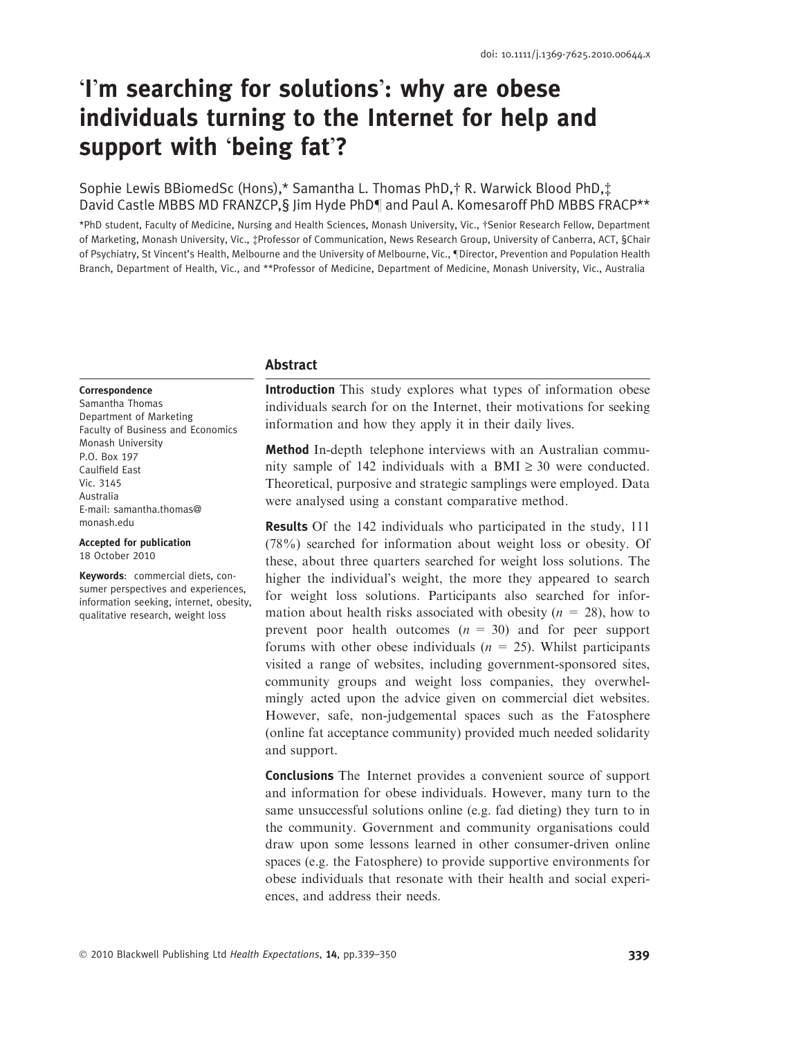doi: 10.1111/j.1369-7625.2010.00644.x

# 'I'm searching for solutions': why are obese individuals turning to the Internet for help and support with 'being fat'?

Sophie Lewis BBiomedSc (Hons),* Samantha L. Thomas PhD,† R. Warwick Blood PhD,‡ David Castle MBBS MD FRANZCP,§ Jim Hyde PhD¶ and Paul A. Komesaroff PhD MBBS FRACP**

*PhD student, Faculty of Medicine, Nursing and Health Sciences, Monash University, Vic., †Senior Research Fellow, Department of Marketing, Monash University, Vic., ‡Professor of Communication, News Research Group, University of Canberra, ACT, §Chair of Psychiatry, St Vincent's Health, Melbourne and the University of Melbourne, Vic., ¶Director, Prevention and Population Health Branch, Department of Health, Vic., and **Professor of Medicine, Department of Medicine, Monash University, Vic., Australia

**Correspondence**
Samantha Thomas
Department of Marketing
Faculty of Business and Economics
Monash University
P.O. Box 197
Caulfield East
Vic. 3145
Australia
E-mail: samantha.thomas@monash.edu

**Accepted for publication**
18 October 2010

**Keywords**: commercial diets, consumer perspectives and experiences, information seeking, internet, obesity, qualitative research, weight loss

## Abstract

**Introduction** This study explores what types of information obese individuals search for on the Internet, their motivations for seeking information and how they apply it in their daily lives.

**Method** In-depth telephone interviews with an Australian community sample of 142 individuals with a BMI $\geq 30$ were conducted. Theoretical, purposive and strategic samplings were employed. Data were analysed using a constant comparative method.

**Results** Of the 142 individuals who participated in the study, 111 (78%) searched for information about weight loss or obesity. Of these, about three quarters searched for weight loss solutions. The higher the individual's weight, the more they appeared to search for weight loss solutions. Participants also searched for information about health risks associated with obesity ($n = 28$), how to prevent poor health outcomes ($n = 30$) and for peer support forums with other obese individuals ($n = 25$). Whilst participants visited a range of websites, including government-sponsored sites, community groups and weight loss companies, they overwhelmingly acted upon the advice given on commercial diet websites. However, safe, non-judgemental spaces such as the Fatosphere (online fat acceptance community) provided much needed solidarity and support.

**Conclusions** The Internet provides a convenient source of support and information for obese individuals. However, many turn to the same unsuccessful solutions online (e.g. fad dieting) they turn to in the community. Government and community organisations could draw upon some lessons learned in other consumer-driven online spaces (e.g. the Fatosphere) to provide supportive environments for obese individuals that resonate with their health and social experiences, and address their needs.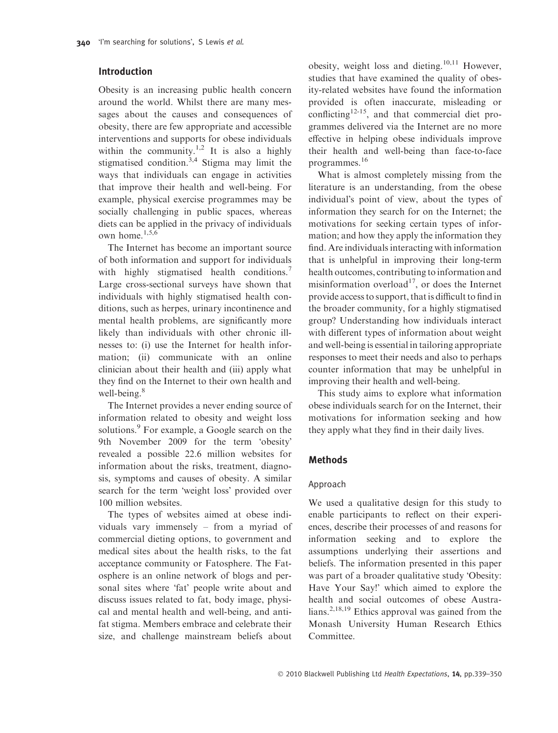## Introduction

Obesity is an increasing public health concern around the world. Whilst there are many messages about the causes and consequences of obesity, there are few appropriate and accessible interventions and supports for obese individuals within the community.[1,2] It is also a highly stigmatised condition.[3,4] Stigma may limit the ways that individuals can engage in activities that improve their health and well-being. For example, physical exercise programmes may be socially challenging in public spaces, whereas diets can be applied in the privacy of individuals own home.[1,5,6]

The Internet has become an important source of both information and support for individuals with highly stigmatised health conditions.[7] Large cross-sectional surveys have shown that individuals with highly stigmatised health conditions, such as herpes, urinary incontinence and mental health problems, are significantly more likely than individuals with other chronic illnesses to: (i) use the Internet for health information; (ii) communicate with an online clinician about their health and (iii) apply what they find on the Internet to their own health and well-being.[8]

The Internet provides a never ending source of information related to obesity and weight loss solutions.[9] For example, a Google search on the 9th November 2009 for the term 'obesity' revealed a possible 22.6 million websites for information about the risks, treatment, diagnosis, symptoms and causes of obesity. A similar search for the term 'weight loss' provided over 100 million websites.

The types of websites aimed at obese individuals vary immensely – from a myriad of commercial dieting options, to government and medical sites about the health risks, to the fat acceptance community or Fatosphere. The Fatosphere is an online network of blogs and personal sites where 'fat' people write about and discuss issues related to fat, body image, physical and mental health and well-being, and anti-fat stigma. Members embrace and celebrate their size, and challenge mainstream beliefs about obesity, weight loss and dieting.[10,11] However, studies that have examined the quality of obesity-related websites have found the information provided is often inaccurate, misleading or conflicting[12-15], and that commercial diet programmes delivered via the Internet are no more effective in helping obese individuals improve their health and well-being than face-to-face programmes.[16]

What is almost completely missing from the literature is an understanding, from the obese individual's point of view, about the types of information they search for on the Internet; the motivations for seeking certain types of information; and how they apply the information they find. Are individuals interacting with information that is unhelpful in improving their long-term health outcomes, contributing to information and misinformation overload[17], or does the Internet provide access to support, that is difficult to find in the broader community, for a highly stigmatised group? Understanding how individuals interact with different types of information about weight and well-being is essential in tailoring appropriate responses to meet their needs and also to perhaps counter information that may be unhelpful in improving their health and well-being.

This study aims to explore what information obese individuals search for on the Internet, their motivations for information seeking and how they apply what they find in their daily lives.

## Methods

### Approach

We used a qualitative design for this study to enable participants to reflect on their experiences, describe their processes of and reasons for information seeking and to explore the assumptions underlying their assertions and beliefs. The information presented in this paper was part of a broader qualitative study 'Obesity: Have Your Say!' which aimed to explore the health and social outcomes of obese Australians.[2,18,19] Ethics approval was gained from the Monash University Human Research Ethics Committee.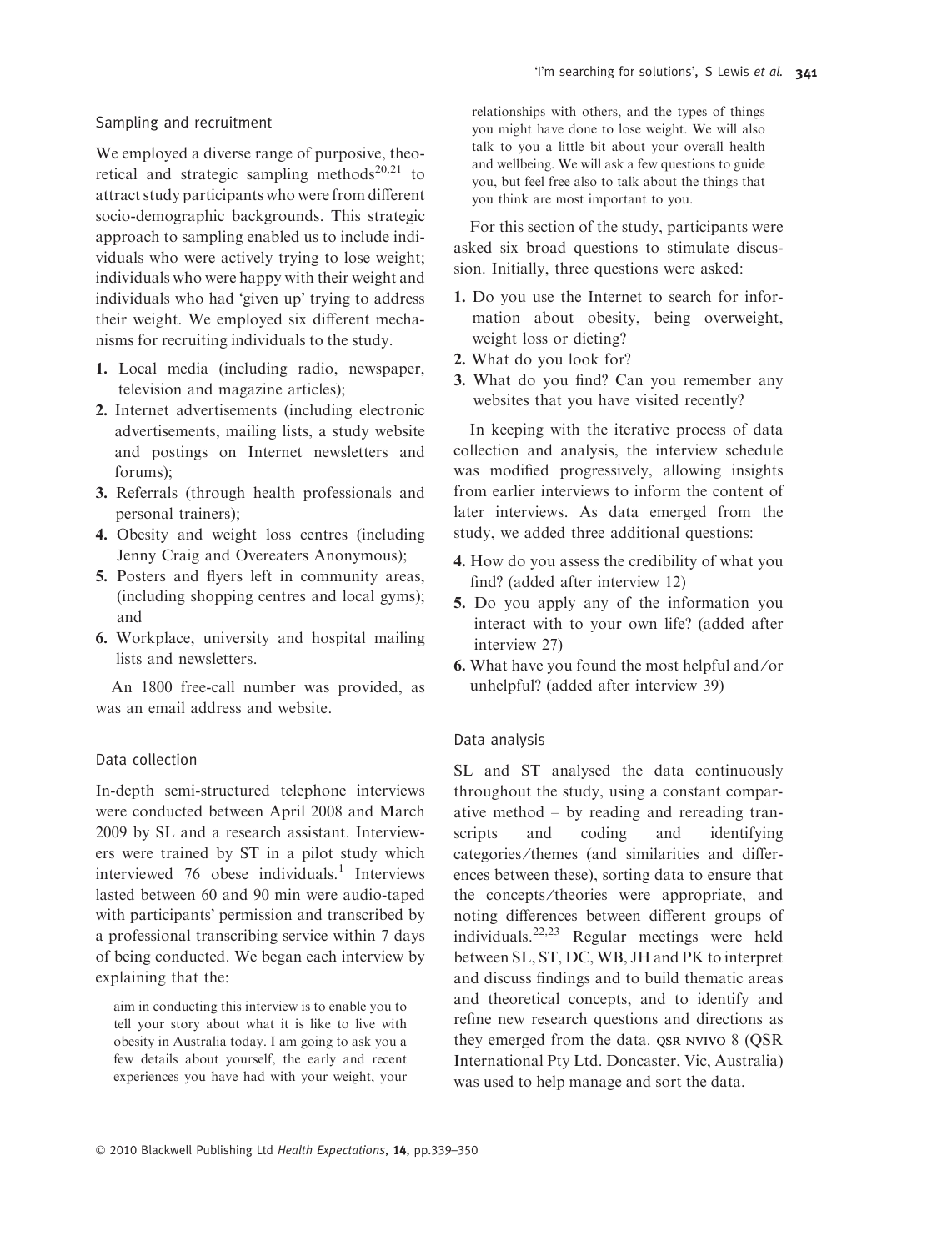### Sampling and recruitment

We employed a diverse range of purposive, theoretical and strategic sampling methods[20,21] to attract study participants who were from different socio-demographic backgrounds. This strategic approach to sampling enabled us to include individuals who were actively trying to lose weight; individuals who were happy with their weight and individuals who had 'given up' trying to address their weight. We employed six different mechanisms for recruiting individuals to the study.

1. Local media (including radio, newspaper, television and magazine articles);
2. Internet advertisements (including electronic advertisements, mailing lists, a study website and postings on Internet newsletters and forums);
3. Referrals (through health professionals and personal trainers);
4. Obesity and weight loss centres (including Jenny Craig and Overeaters Anonymous);
5. Posters and flyers left in community areas, (including shopping centres and local gyms); and
6. Workplace, university and hospital mailing lists and newsletters.

An 1800 free-call number was provided, as was an email address and website.

### Data collection

In-depth semi-structured telephone interviews were conducted between April 2008 and March 2009 by SL and a research assistant. Interviewers were trained by ST in a pilot study which interviewed 76 obese individuals.[1] Interviews lasted between 60 and 90 min were audio-taped with participants' permission and transcribed by a professional transcribing service within 7 days of being conducted. We began each interview by explaining that the:

> aim in conducting this interview is to enable you to tell your story about what it is like to live with obesity in Australia today. I am going to ask you a few details about yourself, the early and recent experiences you have had with your weight, your relationships with others, and the types of things you might have done to lose weight. We will also talk to you a little bit about your overall health and wellbeing. We will ask a few questions to guide you, but feel free also to talk about the things that you think are most important to you.

For this section of the study, participants were asked six broad questions to stimulate discussion. Initially, three questions were asked:

1. Do you use the Internet to search for information about obesity, being overweight, weight loss or dieting?
2. What do you look for?
3. What do you find? Can you remember any websites that you have visited recently?

In keeping with the iterative process of data collection and analysis, the interview schedule was modified progressively, allowing insights from earlier interviews to inform the content of later interviews. As data emerged from the study, we added three additional questions:

4. How do you assess the credibility of what you find? (added after interview 12)
5. Do you apply any of the information you interact with to your own life? (added after interview 27)
6. What have you found the most helpful and/or unhelpful? (added after interview 39)

### Data analysis

SL and ST analysed the data continuously throughout the study, using a constant comparative method – by reading and rereading transcripts and coding and identifying categories/themes (and similarities and differences between these), sorting data to ensure that the concepts/theories were appropriate, and noting differences between different groups of individuals.[22,23] Regular meetings were held between SL, ST, DC, WB, JH and PK to interpret and discuss findings and to build thematic areas and theoretical concepts, and to identify and refine new research questions and directions as they emerged from the data. QSR NVIVO 8 (QSR International Pty Ltd. Doncaster, Vic, Australia) was used to help manage and sort the data.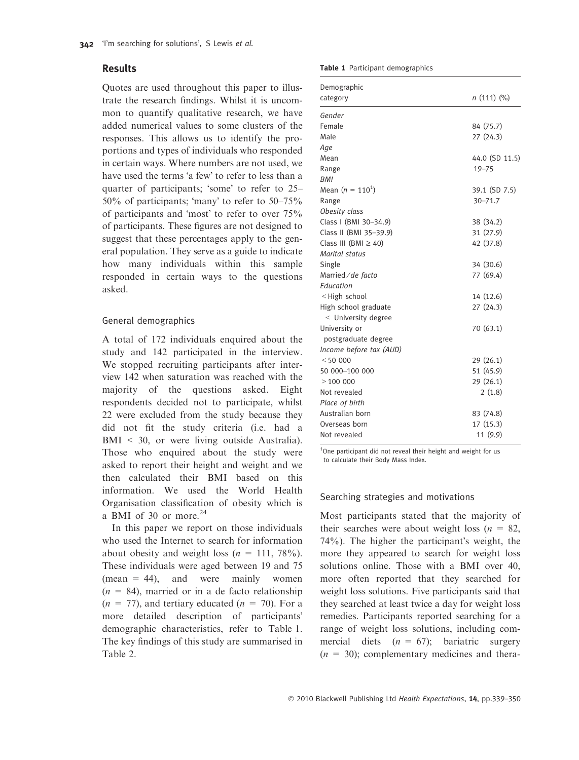## Results

Quotes are used throughout this paper to illustrate the research findings. Whilst it is uncommon to quantify qualitative research, we have added numerical values to some clusters of the responses. This allows us to identify the proportions and types of individuals who responded in certain ways. Where numbers are not used, we have used the terms 'a few' to refer to less than a quarter of participants; 'some' to refer to 25–50% of participants; 'many' to refer to 50–75% of participants and 'most' to refer to over 75% of participants. These figures are not designed to suggest that these percentages apply to the general population. They serve as a guide to indicate how many individuals within this sample responded in certain ways to the questions asked.

### General demographics

A total of 172 individuals enquired about the study and 142 participated in the interview. We stopped recruiting participants after interview 142 when saturation was reached with the majority of the questions asked. Eight respondents decided not to participate, whilst 22 were excluded from the study because they did not fit the study criteria (i.e. had a BMI < 30, or were living outside Australia). Those who enquired about the study were asked to report their height and weight and we then calculated their BMI based on this information. We used the World Health Organisation classification of obesity which is a BMI of 30 or more.[24]

In this paper we report on those individuals who used the Internet to search for information about obesity and weight loss ($n$ = 111, 78%). These individuals were aged between 19 and 75 (mean = 44), and were mainly women ($n$ = 84), married or in a de facto relationship ($n$ = 77), and tertiary educated ($n$ = 70). For a more detailed description of participants' demographic characteristics, refer to Table 1. The key findings of this study are summarised in Table 2.

**Table 1** Participant demographics

| Demographic category | $n$ (111) (%) |
|---|---|
| *Gender* | |
| Female | 84 (75.7) |
| Male | 27 (24.3) |
| *Age* | |
| Mean | 44.0 (SD 11.5) |
| Range | 19–75 |
| *BMI* | |
| Mean ($n$ = 110[1]) | 39.1 (SD 7.5) |
| Range | 30–71.7 |
| *Obesity class* | |
| Class I (BMI 30–34.9) | 38 (34.2) |
| Class II (BMI 35–39.9) | 31 (27.9) |
| Class III (BMI ≥ 40) | 42 (37.8) |
| *Marital status* | |
| Single | 34 (30.6) |
| Married/*de facto* | 77 (69.4) |
| *Education* | |
| <High school | 14 (12.6) |
| High school graduate < University degree | 27 (24.3) |
| University or postgraduate degree | 70 (63.1) |
| *Income before tax (AUD)* | |
| <50 000 | 29 (26.1) |
| 50 000–100 000 | 51 (45.9) |
| >100 000 | 29 (26.1) |
| Not revealed | 2 (1.8) |
| *Place of birth* | |
| Australian born | 83 (74.8) |
| Overseas born | 17 (15.3) |
| Not revealed | 11 (9.9) |

[1]One participant did not reveal their height and weight for us to calculate their Body Mass Index.

### Searching strategies and motivations

Most participants stated that the majority of their searches were about weight loss ($n$ = 82, 74%). The higher the participant's weight, the more they appeared to search for weight loss solutions online. Those with a BMI over 40, more often reported that they searched for weight loss solutions. Five participants said that they searched at least twice a day for weight loss remedies. Participants reported searching for a range of weight loss solutions, including commercial diets ($n$ = 67); bariatric surgery ($n$ = 30); complementary medicines and thera-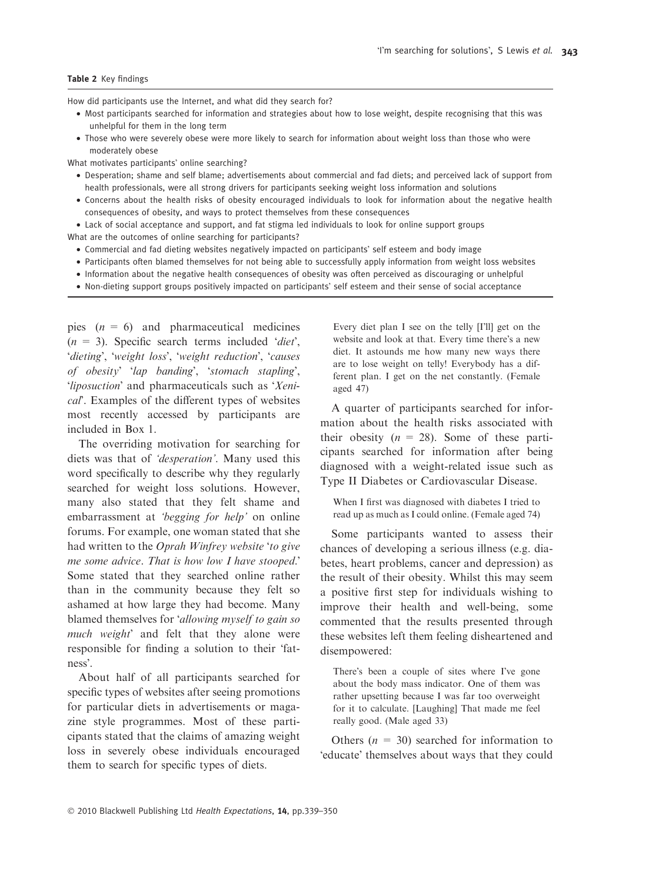**Table 2** Key findings

How did participants use the Internet, and what did they search for?

- Most participants searched for information and strategies about how to lose weight, despite recognising that this was unhelpful for them in the long term
- Those who were severely obese were more likely to search for information about weight loss than those who were moderately obese

What motivates participants' online searching?

- Desperation; shame and self blame; advertisements about commercial and fad diets; and perceived lack of support from health professionals, were all strong drivers for participants seeking weight loss information and solutions
- Concerns about the health risks of obesity encouraged individuals to look for information about the negative health consequences of obesity, and ways to protect themselves from these consequences
- Lack of social acceptance and support, and fat stigma led individuals to look for online support groups

What are the outcomes of online searching for participants?

- Commercial and fad dieting websites negatively impacted on participants' self esteem and body image
- Participants often blamed themselves for not being able to successfully apply information from weight loss websites
- Information about the negative health consequences of obesity was often perceived as discouraging or unhelpful
- Non-dieting support groups positively impacted on participants' self esteem and their sense of social acceptance

pies ($n$ = 6) and pharmaceutical medicines ($n$ = 3). Specific search terms included '*diet*', '*dieting*', '*weight loss*', '*weight reduction*', '*causes of obesity*' '*lap banding*', '*stomach stapling*', '*liposuction*' and pharmaceuticals such as '*Xenical*'. Examples of the different types of websites most recently accessed by participants are included in Box 1.

The overriding motivation for searching for diets was that of *'desperation'*. Many used this word specifically to describe why they regularly searched for weight loss solutions. However, many also stated that they felt shame and embarrassment at *'begging for help'* on online forums. For example, one woman stated that she had written to the *Oprah Winfrey website* '*to give me some advice*. *That is how low I have stooped*.' Some stated that they searched online rather than in the community because they felt so ashamed at how large they had become. Many blamed themselves for '*allowing myself to gain so much weight*' and felt that they alone were responsible for finding a solution to their 'fatness'.

About half of all participants searched for specific types of websites after seeing promotions for particular diets in advertisements or magazine style programmes. Most of these participants stated that the claims of amazing weight loss in severely obese individuals encouraged them to search for specific types of diets.

> Every diet plan I see on the telly [I'll] get on the website and look at that. Every time there's a new diet. It astounds me how many new ways there are to lose weight on telly! Everybody has a different plan. I get on the net constantly. (Female aged 47)

A quarter of participants searched for information about the health risks associated with their obesity ($n$ = 28). Some of these participants searched for information after being diagnosed with a weight-related issue such as Type II Diabetes or Cardiovascular Disease.

> When I first was diagnosed with diabetes I tried to read up as much as I could online. (Female aged 74)

Some participants wanted to assess their chances of developing a serious illness (e.g. diabetes, heart problems, cancer and depression) as the result of their obesity. Whilst this may seem a positive first step for individuals wishing to improve their health and well-being, some commented that the results presented through these websites left them feeling disheartened and disempowered:

> There's been a couple of sites where I've gone about the body mass indicator. One of them was rather upsetting because I was far too overweight for it to calculate. [Laughing] That made me feel really good. (Male aged 33)

Others ($n$ = 30) searched for information to 'educate' themselves about ways that they could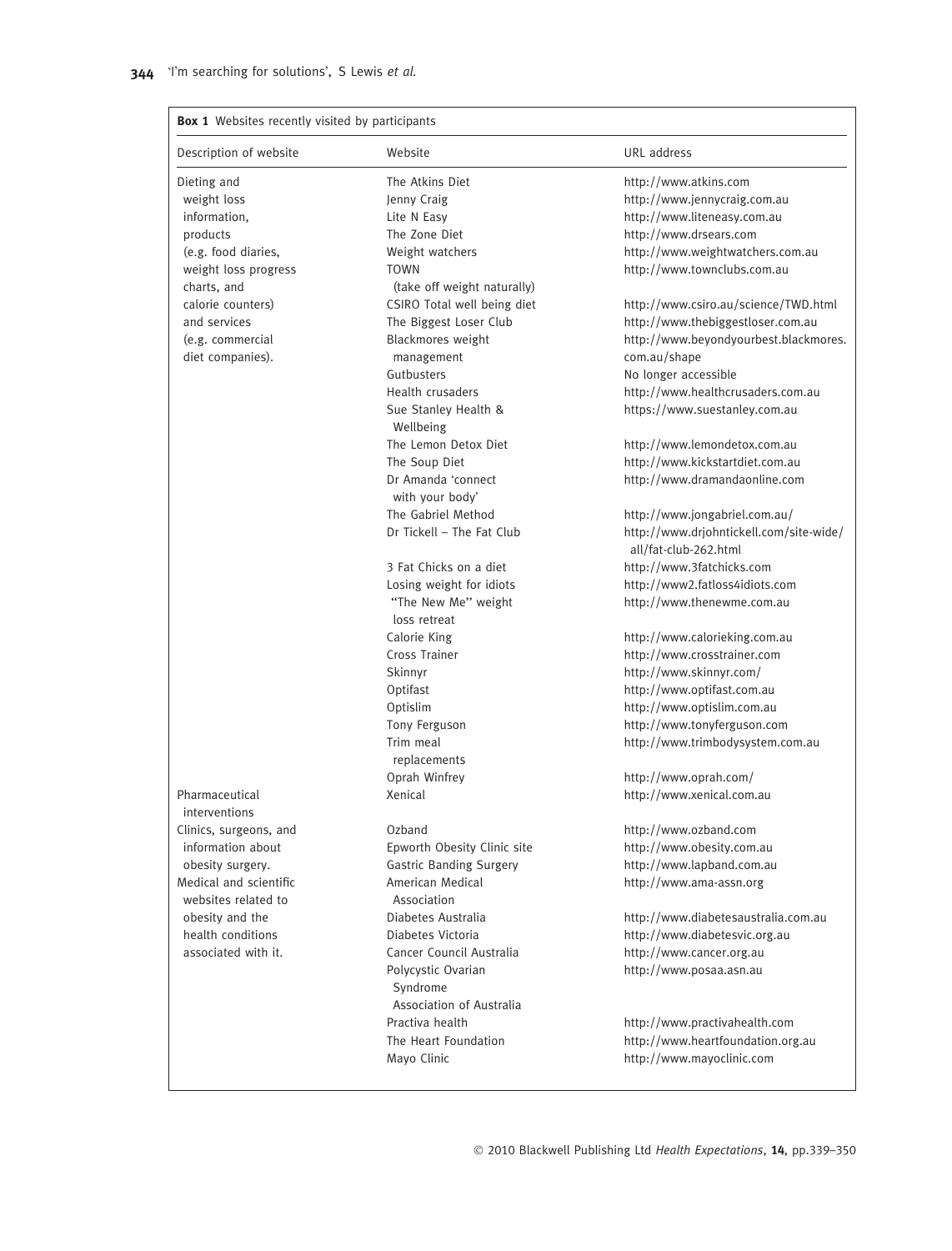**Box 1** Websites recently visited by participants

| Description of website | Website | URL address |
|---|---|---|
| Dieting and weight loss information, products (e.g. food diaries, weight loss progress charts, and calorie counters) and services (e.g. commercial diet companies). | The Atkins Diet | http://www.atkins.com |
| | Jenny Craig | http://www.jennycraig.com.au |
| | Lite N Easy | http://www.liteneasy.com.au |
| | The Zone Diet | http://www.drsears.com |
| | Weight watchers | http://www.weightwatchers.com.au |
| | TOWN (take off weight naturally) | http://www.townclubs.com.au |
| | CSIRO Total well being diet | http://www.csiro.au/science/TWD.html |
| | The Biggest Loser Club | http://www.thebiggestloser.com.au |
| | Blackmores weight management | http://www.beyondyourbest.blackmores.com.au/shape |
| | Gutbusters | No longer accessible |
| | Health crusaders | http://www.healthcrusaders.com.au |
| | Sue Stanley Health & Wellbeing | https://www.suestanley.com.au |
| | The Lemon Detox Diet | http://www.lemondetox.com.au |
| | The Soup Diet | http://www.kickstartdiet.com.au |
| | Dr Amanda 'connect with your body' | http://www.dramandaonline.com |
| | The Gabriel Method | http://www.jongabriel.com.au/ |
| | Dr Tickell – The Fat Club | http://www.drjohntickell.com/site-wide/all/fat-club-262.html |
| | 3 Fat Chicks on a diet | http://www.3fatchicks.com |
| | Losing weight for idiots | http://www2.fatloss4idiots.com |
| | "The New Me" weight loss retreat | http://www.thenewme.com.au |
| | Calorie King | http://www.calorieking.com.au |
| | Cross Trainer | http://www.crosstrainer.com |
| | Skinnyr | http://www.skinnyr.com/ |
| | Optifast | http://www.optifast.com.au |
| | Optislim | http://www.optislim.com.au |
| | Tony Ferguson | http://www.tonyferguson.com |
| | Trim meal replacements | http://www.trimbodysystem.com.au |
| | Oprah Winfrey | http://www.oprah.com/ |
| Pharmaceutical interventions | Xenical | http://www.xenical.com.au |
| Clinics, surgeons, and information about obesity surgery. | Ozband | http://www.ozband.com |
| | Epworth Obesity Clinic site | http://www.obesity.com.au |
| | Gastric Banding Surgery | http://www.lapband.com.au |
| Medical and scientific websites related to obesity and the health conditions associated with it. | American Medical Association | http://www.ama-assn.org |
| | Diabetes Australia | http://www.diabetesaustralia.com.au |
| | Diabetes Victoria | http://www.diabetesvic.org.au |
| | Cancer Council Australia | http://www.cancer.org.au |
| | Polycystic Ovarian Syndrome Association of Australia | http://www.posaa.asn.au |
| | Practiva health | http://www.practivahealth.com |
| | The Heart Foundation | http://www.heartfoundation.org.au |
| | Mayo Clinic | http://www.mayoclinic.com |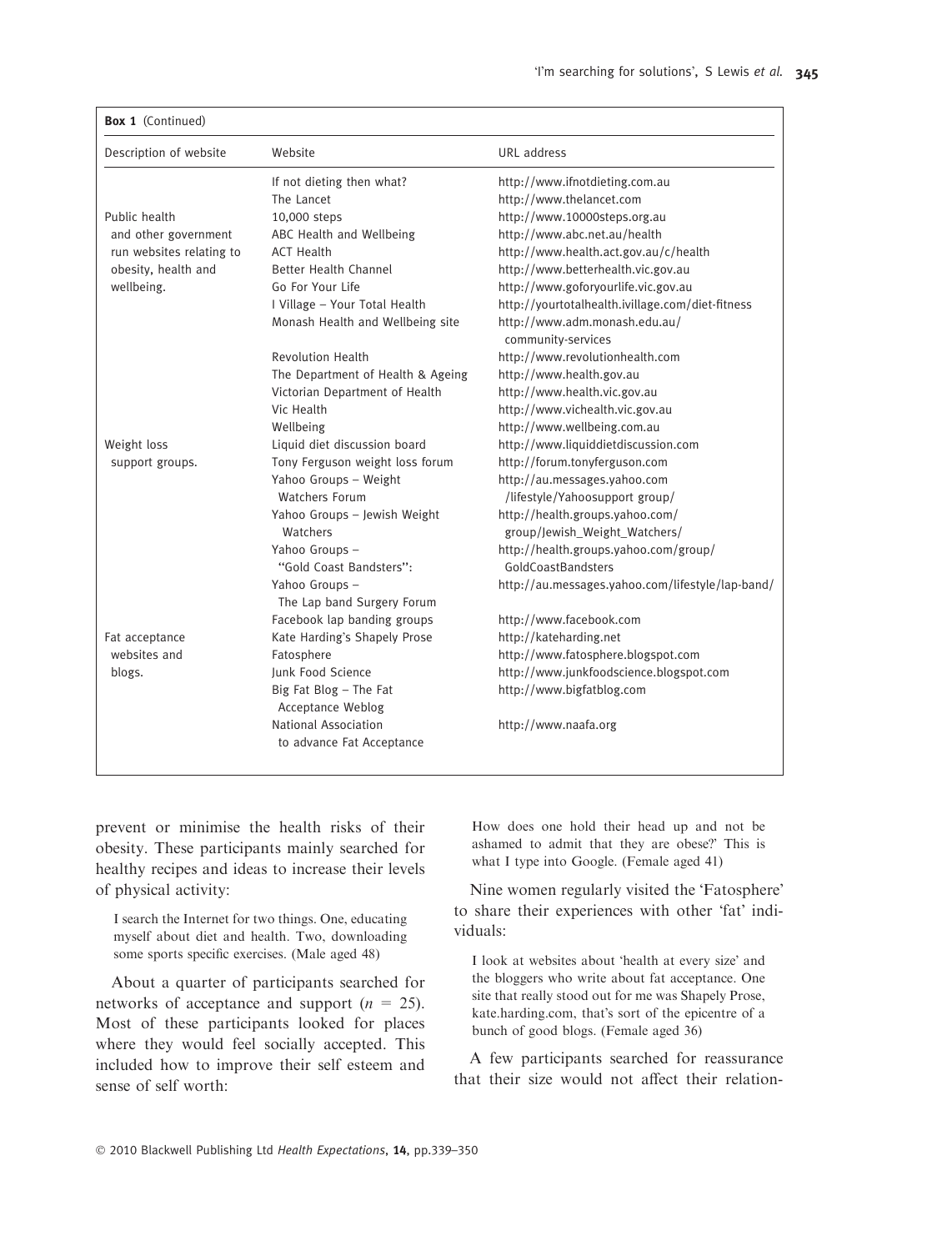**Box 1** (Continued)

| Description of website | Website | URL address |
|---|---|---|
| | If not dieting then what? | http://www.ifnotdieting.com.au |
| | The Lancet | http://www.thelancet.com |
| Public health and other government run websites relating to obesity, health and wellbeing. | 10,000 steps | http://www.10000steps.org.au |
| | ABC Health and Wellbeing | http://www.abc.net.au/health |
| | ACT Health | http://www.health.act.gov.au/c/health |
| | Better Health Channel | http://www.betterhealth.vic.gov.au |
| | Go For Your Life | http://www.goforyourlife.vic.gov.au |
| | I Village – Your Total Health | http://yourtotalhealth.ivillage.com/diet-fitness |
| | Monash Health and Wellbeing site | http://www.adm.monash.edu.au/community-services |
| | Revolution Health | http://www.revolutionhealth.com |
| | The Department of Health & Ageing | http://www.health.gov.au |
| | Victorian Department of Health | http://www.health.vic.gov.au |
| | Vic Health | http://www.vichealth.vic.gov.au |
| | Wellbeing | http://www.wellbeing.com.au |
| Weight loss support groups. | Liquid diet discussion board | http://www.liquiddietdiscussion.com |
| | Tony Ferguson weight loss forum | http://forum.tonyferguson.com |
| | Yahoo Groups – Weight Watchers Forum | http://au.messages.yahoo.com/lifestyle/Yahoosupport group/ |
| | Yahoo Groups – Jewish Weight Watchers | http://health.groups.yahoo.com/group/Jewish_Weight_Watchers/ |
| | Yahoo Groups – "Gold Coast Bandsters": | http://health.groups.yahoo.com/group/GoldCoastBandsters |
| | Yahoo Groups – The Lap band Surgery Forum | http://au.messages.yahoo.com/lifestyle/lap-band/ |
| | Facebook lap banding groups | http://www.facebook.com |
| Fat acceptance websites and blogs. | Kate Harding's Shapely Prose | http://kateharding.net |
| | Fatosphere | http://www.fatosphere.blogspot.com |
| | Junk Food Science | http://www.junkfoodscience.blogspot.com |
| | Big Fat Blog – The Fat Acceptance Weblog | http://www.bigfatblog.com |
| | National Association to advance Fat Acceptance | http://www.naafa.org |

prevent or minimise the health risks of their obesity. These participants mainly searched for healthy recipes and ideas to increase their levels of physical activity:

> I search the Internet for two things. One, educating myself about diet and health. Two, downloading some sports specific exercises. (Male aged 48)

About a quarter of participants searched for networks of acceptance and support ($n$ = 25). Most of these participants looked for places where they would feel socially accepted. This included how to improve their self esteem and sense of self worth:

> How does one hold their head up and not be ashamed to admit that they are obese?' This is what I type into Google. (Female aged 41)

Nine women regularly visited the 'Fatosphere' to share their experiences with other 'fat' individuals:

> I look at websites about 'health at every size' and the bloggers who write about fat acceptance. One site that really stood out for me was Shapely Prose, kate.harding.com, that's sort of the epicentre of a bunch of good blogs. (Female aged 36)

A few participants searched for reassurance that their size would not affect their relation-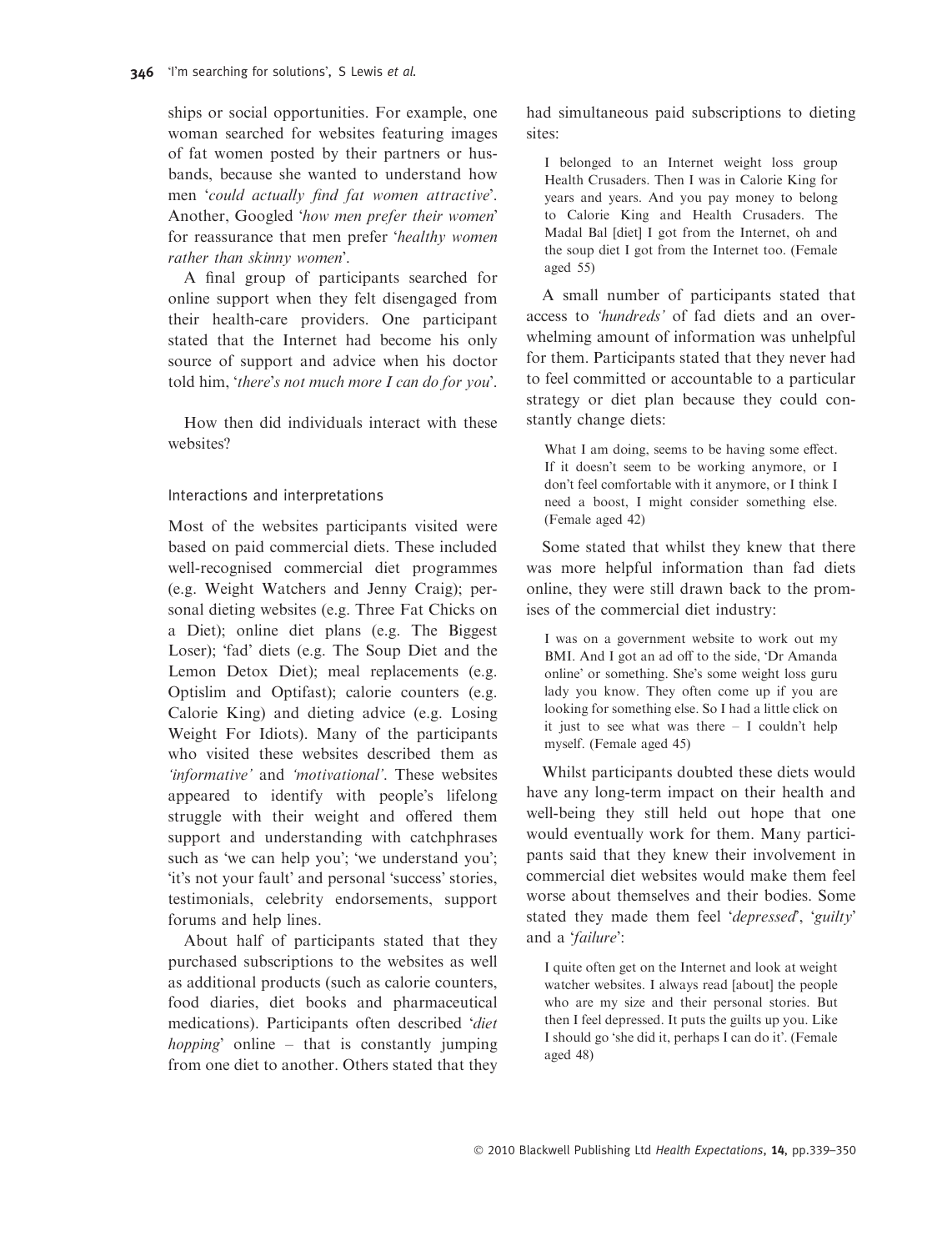ships or social opportunities. For example, one woman searched for websites featuring images of fat women posted by their partners or husbands, because she wanted to understand how men '*could actually find fat women attractive*'. Another, Googled '*how men prefer their women*' for reassurance that men prefer '*healthy women rather than skinny women*'.

A final group of participants searched for online support when they felt disengaged from their health-care providers. One participant stated that the Internet had become his only source of support and advice when his doctor told him, '*there's not much more I can do for you*'.

How then did individuals interact with these websites?

### Interactions and interpretations

Most of the websites participants visited were based on paid commercial diets. These included well-recognised commercial diet programmes (e.g. Weight Watchers and Jenny Craig); personal dieting websites (e.g. Three Fat Chicks on a Diet); online diet plans (e.g. The Biggest Loser); 'fad' diets (e.g. The Soup Diet and the Lemon Detox Diet); meal replacements (e.g. Optislim and Optifast); calorie counters (e.g. Calorie King) and dieting advice (e.g. Losing Weight For Idiots). Many of the participants who visited these websites described them as *'informative'* and *'motivational'*. These websites appeared to identify with people's lifelong struggle with their weight and offered them support and understanding with catchphrases such as 'we can help you'; 'we understand you'; 'it's not your fault' and personal 'success' stories, testimonials, celebrity endorsements, support forums and help lines.

About half of participants stated that they purchased subscriptions to the websites as well as additional products (such as calorie counters, food diaries, diet books and pharmaceutical medications). Participants often described '*diet hopping*' online – that is constantly jumping from one diet to another. Others stated that they had simultaneous paid subscriptions to dieting sites:

> I belonged to an Internet weight loss group Health Crusaders. Then I was in Calorie King for years and years. And you pay money to belong to Calorie King and Health Crusaders. The Madal Bal [diet] I got from the Internet, oh and the soup diet I got from the Internet too. (Female aged 55)

A small number of participants stated that access to *'hundreds'* of fad diets and an overwhelming amount of information was unhelpful for them. Participants stated that they never had to feel committed or accountable to a particular strategy or diet plan because they could constantly change diets:

> What I am doing, seems to be having some effect. If it doesn't seem to be working anymore, or I don't feel comfortable with it anymore, or I think I need a boost, I might consider something else. (Female aged 42)

Some stated that whilst they knew that there was more helpful information than fad diets online, they were still drawn back to the promises of the commercial diet industry:

> I was on a government website to work out my BMI. And I got an ad off to the side, 'Dr Amanda online' or something. She's some weight loss guru lady you know. They often come up if you are looking for something else. So I had a little click on it just to see what was there – I couldn't help myself. (Female aged 45)

Whilst participants doubted these diets would have any long-term impact on their health and well-being they still held out hope that one would eventually work for them. Many participants said that they knew their involvement in commercial diet websites would make them feel worse about themselves and their bodies. Some stated they made them feel '*depressed*', '*guilty*' and a '*failure*':

> I quite often get on the Internet and look at weight watcher websites. I always read [about] the people who are my size and their personal stories. But then I feel depressed. It puts the guilts up you. Like I should go 'she did it, perhaps I can do it'. (Female aged 48)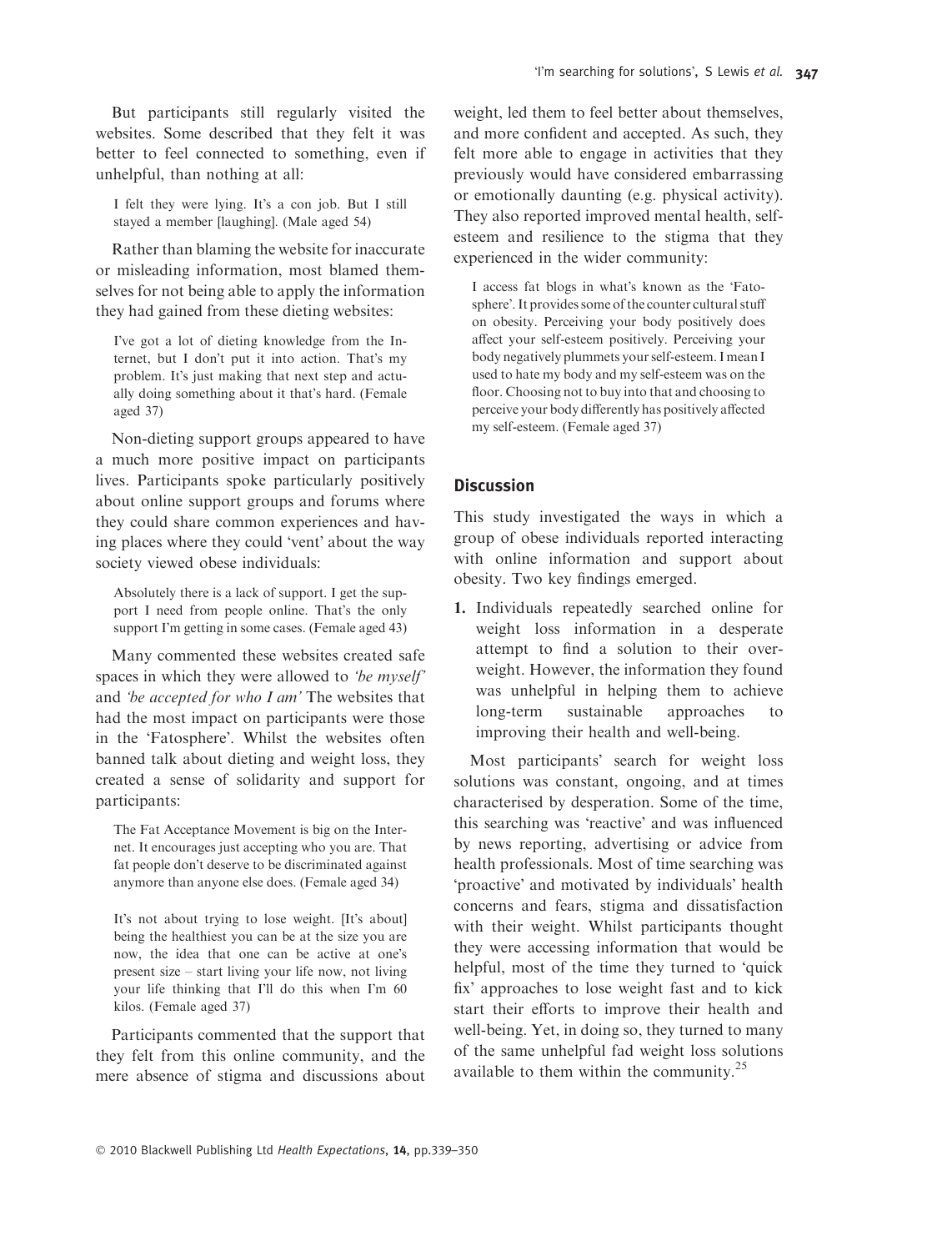But participants still regularly visited the websites. Some described that they felt it was better to feel connected to something, even if unhelpful, than nothing at all:

> I felt they were lying. It's a con job. But I still stayed a member [laughing]. (Male aged 54)

Rather than blaming the website for inaccurate or misleading information, most blamed themselves for not being able to apply the information they had gained from these dieting websites:

> I've got a lot of dieting knowledge from the Internet, but I don't put it into action. That's my problem. It's just making that next step and actually doing something about it that's hard. (Female aged 37)

Non-dieting support groups appeared to have a much more positive impact on participants lives. Participants spoke particularly positively about online support groups and forums where they could share common experiences and having places where they could 'vent' about the way society viewed obese individuals:

> Absolutely there is a lack of support. I get the support I need from people online. That's the only support I'm getting in some cases. (Female aged 43)

Many commented these websites created safe spaces in which they were allowed to *'be myself'* and *'be accepted for who I am'* The websites that had the most impact on participants were those in the 'Fatosphere'. Whilst the websites often banned talk about dieting and weight loss, they created a sense of solidarity and support for participants:

> The Fat Acceptance Movement is big on the Internet. It encourages just accepting who you are. That fat people don't deserve to be discriminated against anymore than anyone else does. (Female aged 34)

> It's not about trying to lose weight. [It's about] being the healthiest you can be at the size you are now, the idea that one can be active at one's present size – start living your life now, not living your life thinking that I'll do this when I'm 60 kilos. (Female aged 37)

Participants commented that the support that they felt from this online community, and the mere absence of stigma and discussions about weight, led them to feel better about themselves, and more confident and accepted. As such, they felt more able to engage in activities that they previously would have considered embarrassing or emotionally daunting (e.g. physical activity). They also reported improved mental health, self-esteem and resilience to the stigma that they experienced in the wider community:

> I access fat blogs in what's known as the 'Fatosphere'. It provides some of the counter cultural stuff on obesity. Perceiving your body positively does affect your self-esteem positively. Perceiving your body negatively plummets your self-esteem. I mean I used to hate my body and my self-esteem was on the floor. Choosing not to buy into that and choosing to perceive your body differently has positively affected my self-esteem. (Female aged 37)

## Discussion

This study investigated the ways in which a group of obese individuals reported interacting with online information and support about obesity. Two key findings emerged.

1. Individuals repeatedly searched online for weight loss information in a desperate attempt to find a solution to their overweight. However, the information they found was unhelpful in helping them to achieve long-term sustainable approaches to improving their health and well-being.

Most participants' search for weight loss solutions was constant, ongoing, and at times characterised by desperation. Some of the time, this searching was 'reactive' and was influenced by news reporting, advertising or advice from health professionals. Most of time searching was 'proactive' and motivated by individuals' health concerns and fears, stigma and dissatisfaction with their weight. Whilst participants thought they were accessing information that would be helpful, most of the time they turned to 'quick fix' approaches to lose weight fast and to kick start their efforts to improve their health and well-being. Yet, in doing so, they turned to many of the same unhelpful fad weight loss solutions available to them within the community.[25]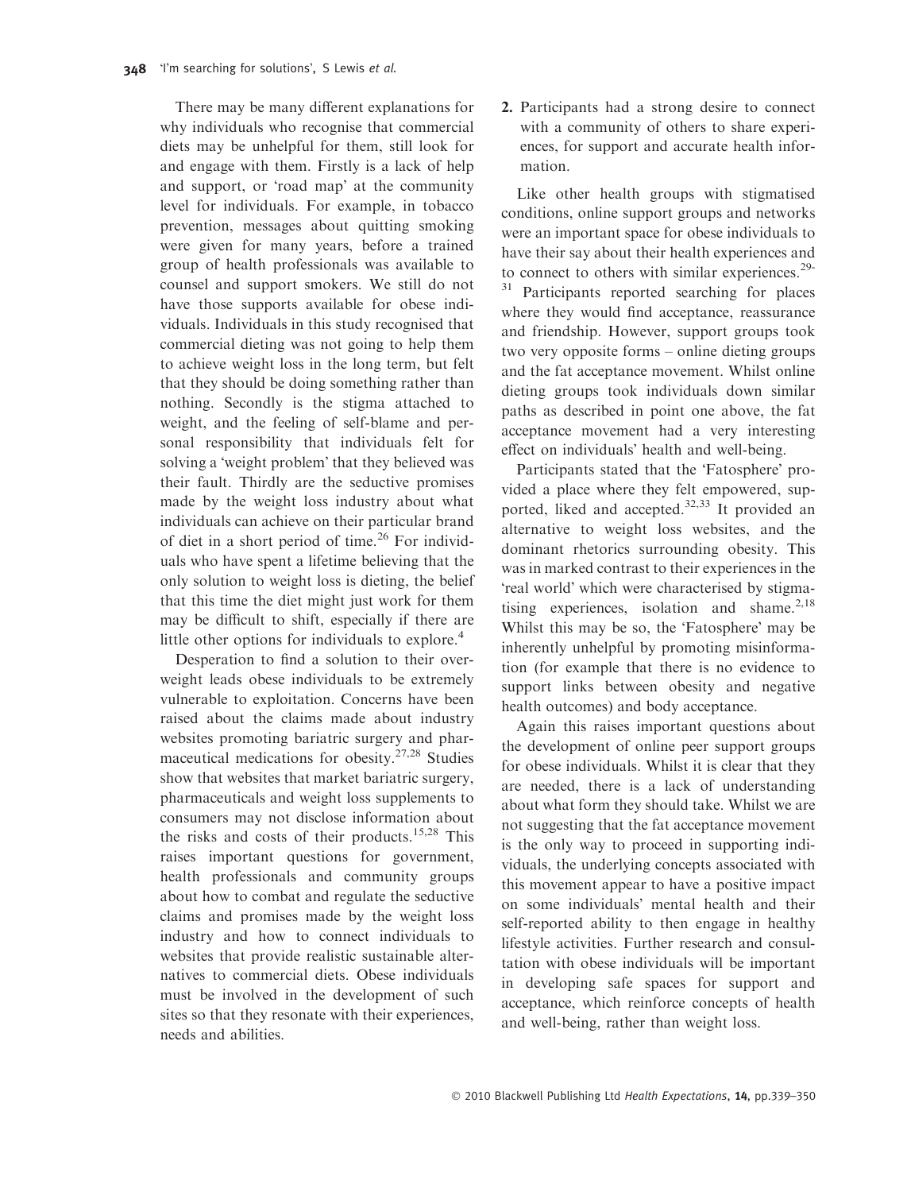There may be many different explanations for why individuals who recognise that commercial diets may be unhelpful for them, still look for and engage with them. Firstly is a lack of help and support, or 'road map' at the community level for individuals. For example, in tobacco prevention, messages about quitting smoking were given for many years, before a trained group of health professionals was available to counsel and support smokers. We still do not have those supports available for obese individuals. Individuals in this study recognised that commercial dieting was not going to help them to achieve weight loss in the long term, but felt that they should be doing something rather than nothing. Secondly is the stigma attached to weight, and the feeling of self-blame and personal responsibility that individuals felt for solving a 'weight problem' that they believed was their fault. Thirdly are the seductive promises made by the weight loss industry about what individuals can achieve on their particular brand of diet in a short period of time.[26] For individuals who have spent a lifetime believing that the only solution to weight loss is dieting, the belief that this time the diet might just work for them may be difficult to shift, especially if there are little other options for individuals to explore.[4]

Desperation to find a solution to their overweight leads obese individuals to be extremely vulnerable to exploitation. Concerns have been raised about the claims made about industry websites promoting bariatric surgery and pharmaceutical medications for obesity.[27,28] Studies show that websites that market bariatric surgery, pharmaceuticals and weight loss supplements to consumers may not disclose information about the risks and costs of their products.[15,28] This raises important questions for government, health professionals and community groups about how to combat and regulate the seductive claims and promises made by the weight loss industry and how to connect individuals to websites that provide realistic sustainable alternatives to commercial diets. Obese individuals must be involved in the development of such sites so that they resonate with their experiences, needs and abilities.

**2.** Participants had a strong desire to connect with a community of others to share experiences, for support and accurate health information.

Like other health groups with stigmatised conditions, online support groups and networks were an important space for obese individuals to have their say about their health experiences and to connect to others with similar experiences.[29-31] Participants reported searching for places where they would find acceptance, reassurance and friendship. However, support groups took two very opposite forms – online dieting groups and the fat acceptance movement. Whilst online dieting groups took individuals down similar paths as described in point one above, the fat acceptance movement had a very interesting effect on individuals' health and well-being.

Participants stated that the 'Fatosphere' provided a place where they felt empowered, supported, liked and accepted.[32,33] It provided an alternative to weight loss websites, and the dominant rhetorics surrounding obesity. This was in marked contrast to their experiences in the 'real world' which were characterised by stigmatising experiences, isolation and shame.[2,18] Whilst this may be so, the 'Fatosphere' may be inherently unhelpful by promoting misinformation (for example that there is no evidence to support links between obesity and negative health outcomes) and body acceptance.

Again this raises important questions about the development of online peer support groups for obese individuals. Whilst it is clear that they are needed, there is a lack of understanding about what form they should take. Whilst we are not suggesting that the fat acceptance movement is the only way to proceed in supporting individuals, the underlying concepts associated with this movement appear to have a positive impact on some individuals' mental health and their self-reported ability to then engage in healthy lifestyle activities. Further research and consultation with obese individuals will be important in developing safe spaces for support and acceptance, which reinforce concepts of health and well-being, rather than weight loss.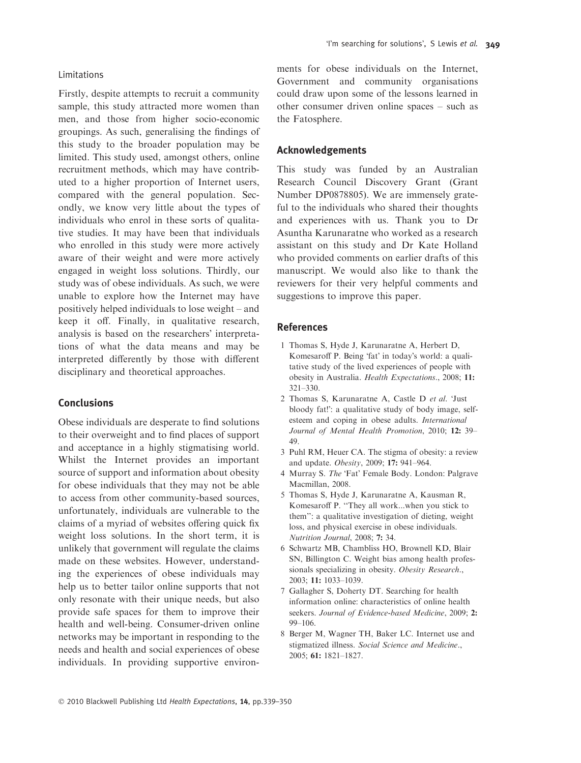### Limitations

Firstly, despite attempts to recruit a community sample, this study attracted more women than men, and those from higher socio-economic groupings. As such, generalising the findings of this study to the broader population may be limited. This study used, amongst others, online recruitment methods, which may have contributed to a higher proportion of Internet users, compared with the general population. Secondly, we know very little about the types of individuals who enrol in these sorts of qualitative studies. It may have been that individuals who enrolled in this study were more actively aware of their weight and were more actively engaged in weight loss solutions. Thirdly, our study was of obese individuals. As such, we were unable to explore how the Internet may have positively helped individuals to lose weight – and keep it off. Finally, in qualitative research, analysis is based on the researchers' interpretations of what the data means and may be interpreted differently by those with different disciplinary and theoretical approaches.

## Conclusions

Obese individuals are desperate to find solutions to their overweight and to find places of support and acceptance in a highly stigmatising world. Whilst the Internet provides an important source of support and information about obesity for obese individuals that they may not be able to access from other community-based sources, unfortunately, individuals are vulnerable to the claims of a myriad of websites offering quick fix weight loss solutions. In the short term, it is unlikely that government will regulate the claims made on these websites. However, understanding the experiences of obese individuals may help us to better tailor online supports that not only resonate with their unique needs, but also provide safe spaces for them to improve their health and well-being. Consumer-driven online networks may be important in responding to the needs and health and social experiences of obese individuals. In providing supportive environments for obese individuals on the Internet, Government and community organisations could draw upon some of the lessons learned in other consumer driven online spaces – such as the Fatosphere.

## Acknowledgements

This study was funded by an Australian Research Council Discovery Grant (Grant Number DP0878805). We are immensely grateful to the individuals who shared their thoughts and experiences with us. Thank you to Dr Asuntha Karunaratne who worked as a research assistant on this study and Dr Kate Holland who provided comments on earlier drafts of this manuscript. We would also like to thank the reviewers for their very helpful comments and suggestions to improve this paper.

## References

1 Thomas S, Hyde J, Karunaratne A, Herbert D, Komesaroff P. Being 'fat' in today's world: a qualitative study of the lived experiences of people with obesity in Australia. *Health Expectations*., 2008; **11:** 321–330.

2 Thomas S, Karunaratne A, Castle D *et al*. 'Just bloody fat!': a qualitative study of body image, self-esteem and coping in obese adults. *International Journal of Mental Health Promotion*, 2010; **12:** 39–49.

3 Puhl RM, Heuer CA. The stigma of obesity: a review and update. *Obesity*, 2009; **17:** 941–964.

4 Murray S. *The* 'Fat' Female Body. London: Palgrave Macmillan, 2008.

5 Thomas S, Hyde J, Karunaratne A, Kausman R, Komesaroff P. "They all work...when you stick to them": a qualitative investigation of dieting, weight loss, and physical exercise in obese individuals. *Nutrition Journal*, 2008; **7:** 34.

6 Schwartz MB, Chambliss HO, Brownell KD, Blair SN, Billington C. Weight bias among health professionals specializing in obesity. *Obesity Research*., 2003; **11:** 1033–1039.

7 Gallagher S, Doherty DT. Searching for health information online: characteristics of online health seekers. *Journal of Evidence-based Medicine*, 2009; **2:** 99–106.

8 Berger M, Wagner TH, Baker LC. Internet use and stigmatized illness. *Social Science and Medicine*., 2005; **61:** 1821–1827.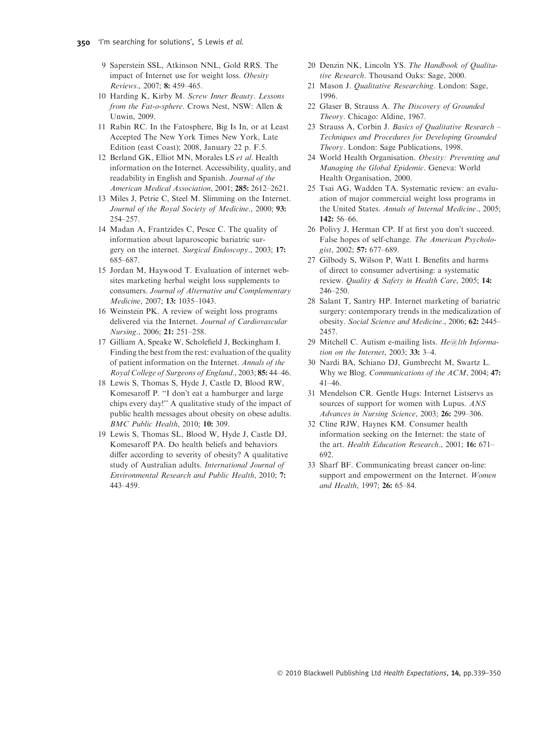9 Saperstein SSL, Atkinson NNL, Gold RRS. The impact of Internet use for weight loss. *Obesity Reviews*., 2007; **8:** 459–465.

10 Harding K, Kirby M. *Screw Inner Beauty*. *Lessons from the Fat-o-sphere*. Crows Nest, NSW: Allen & Unwin, 2009.

11 Rabin RC. In the Fatosphere, Big Is In, or at Least Accepted The New York Times New York, Late Edition (east Coast); 2008, January 22 p. F.5.

12 Berland GK, Elliot MN, Morales LS *et al*. Health information on the Internet. Accessibility, quality, and readability in English and Spanish. *Journal of the American Medical Association*, 2001; **285:** 2612–2621.

13 Miles J, Petrie C, Steel M. Slimming on the Internet. *Journal of the Royal Society of Medicine*., 2000; **93:** 254–257.

14 Madan A, Frantzides C, Pesce C. The quality of information about laparoscopic bariatric surgery on the internet. *Surgical Endoscopy*., 2003; **17:** 685–687.

15 Jordan M, Haywood T. Evaluation of internet websites marketing herbal weight loss supplements to consumers. *Journal of Alternative and Complementary Medicine*, 2007; **13:** 1035–1043.

16 Weinstein PK. A review of weight loss programs delivered via the Internet. *Journal of Cardiovascular Nursing*., 2006; **21:** 251–258.

17 Gilliam A, Speake W, Scholefield J, Beckingham I. Finding the best from the rest: evaluation of the quality of patient information on the Internet. *Annals of the Royal College of Surgeons of England*., 2003; **85:** 44–46.

18 Lewis S, Thomas S, Hyde J, Castle D, Blood RW, Komesaroff P. "I don't eat a hamburger and large chips every day!" A qualitative study of the impact of public health messages about obesity on obese adults. *BMC Public Health*, 2010; **10:** 309.

19 Lewis S, Thomas SL, Blood W, Hyde J, Castle DJ, Komesaroff PA. Do health beliefs and behaviors differ according to severity of obesity? A qualitative study of Australian adults. *International Journal of Environmental Research and Public Health*, 2010; **7:** 443–459.

20 Denzin NK, Lincoln YS. *The Handbook of Qualitative Research*. Thousand Oaks: Sage, 2000.

21 Mason J. *Qualitative Researching*. London: Sage, 1996.

22 Glaser B, Strauss A. *The Discovery of Grounded Theory*. Chicago: Aldine, 1967.

23 Strauss A, Corbin J. *Basics of Qualitative Research – Techniques and Procedures for Developing Grounded Theory*. London: Sage Publications, 1998.

24 World Health Organisation. *Obesity: Preventing and Managing the Global Epidemic*. Geneva: World Health Organisation, 2000.

25 Tsai AG, Wadden TA. Systematic review: an evaluation of major commercial weight loss programs in the United States. *Annals of Internal Medicine*., 2005; **142:** 56–66.

26 Polivy J, Herman CP. If at first you don't succeed. False hopes of self-change. *The American Psychologist*, 2002; **57:** 677–689.

27 Gilbody S, Wilson P, Watt I. Benefits and harms of direct to consumer advertising: a systematic review. *Quality & Safety in Health Care*, 2005; **14:** 246–250.

28 Salant T, Santry HP. Internet marketing of bariatric surgery: contemporary trends in the medicalization of obesity. *Social Science and Medicine*., 2006; **62:** 2445–2457.

29 Mitchell C. Autism e-mailing lists. *He@lth Information on the Internet*, 2003; **33:** 3–4.

30 Nardi BA, Schiano DJ, Gumbrecht M, Swartz L. Why we Blog. *Communications of the ACM*, 2004; **47:** 41–46.

31 Mendelson CR. Gentle Hugs: Internet Listservs as sources of support for women with Lupus. *ANS Advances in Nursing Science*, 2003; **26:** 299–306.

32 Cline RJW, Haynes KM. Consumer health information seeking on the Internet: the state of the art. *Health Education Research*., 2001; **16:** 671–692.

33 Sharf BF. Communicating breast cancer on-line: support and empowerment on the Internet. *Women and Health*, 1997; **26:** 65–84.